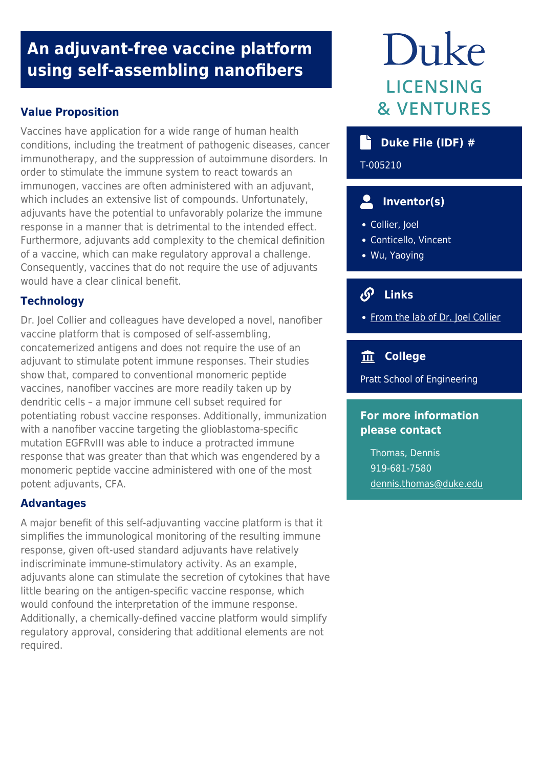# An adjuvant-free vaccine platform using self-assembling nanofibers

## Value Proposition

Vaccines have application for a wide range of human health conditions, including the treatment of pathogenic diseases, cancer immunotherapy, and the suppression of autoimmune disorders. In order to stimulate the immune system to react towards an immunogen, vaccines are often administered with an adjuvant, which includes an extensive list of compounds. Unfortunately, adjuvants have the potential to unfavorably polarize the immune response in a manner that is detrimental to the intended effect. Furthermore, adjuvants add complexity to the chemical definition of a vaccine, which can make regulatory approval a challenge. Consequently, vaccines that do not require the use of adjuvants would have a clear clinical benefit.

## Technology

Dr. Joel Collier and colleagues have developed a novel, nanofiber vaccine platform that is composed of self-assembling, concatemerized antigens and does not require the use of an adjuvant to stimulate potent immune responses. Their studies show that, compared to conventional monomeric peptide vaccines, nanofiber vaccines are more readily taken up by dendritic cells – a major immune cell subset required for potentiating robust vaccine responses. Additionally, immunization with a nanofiber vaccine targeting the glioblastoma-specific mutation EGFRvIII was able to induce a protracted immune response that was greater than that which was engendered by a monomeric peptide vaccine administered with one of the most potent adjuvants, CFA.

## Advantages

A major benefit of this self-adjuvanting vaccine platform is that it simplifies the immunological monitoring of the resulting immune response, given oft-used standard adjuvants have relatively indiscriminate immune-stimulatory activity. As an example, adjuvants alone can stimulate the secretion of cytokines that have little bearing on the antigen-specific vaccine response, which would confound the interpretation of the immune response. Additionally, a chemically-defined vaccine platform would simplify regulatory approval, considering that additional elements are not required.

Duke LICENSING & VENTURES

### Duke File (IDF) #

T-005210

### Inventor(s)

- Collier, Joel
- Conticello, Vincent
- Wu, Yaoying

### Links

- From the lab of Dr. Joel Collier

### College

Pratt School of Engineering

### For more information please contact

Thomas, Dennis
919-681-7580
dennis.thomas@duke.edu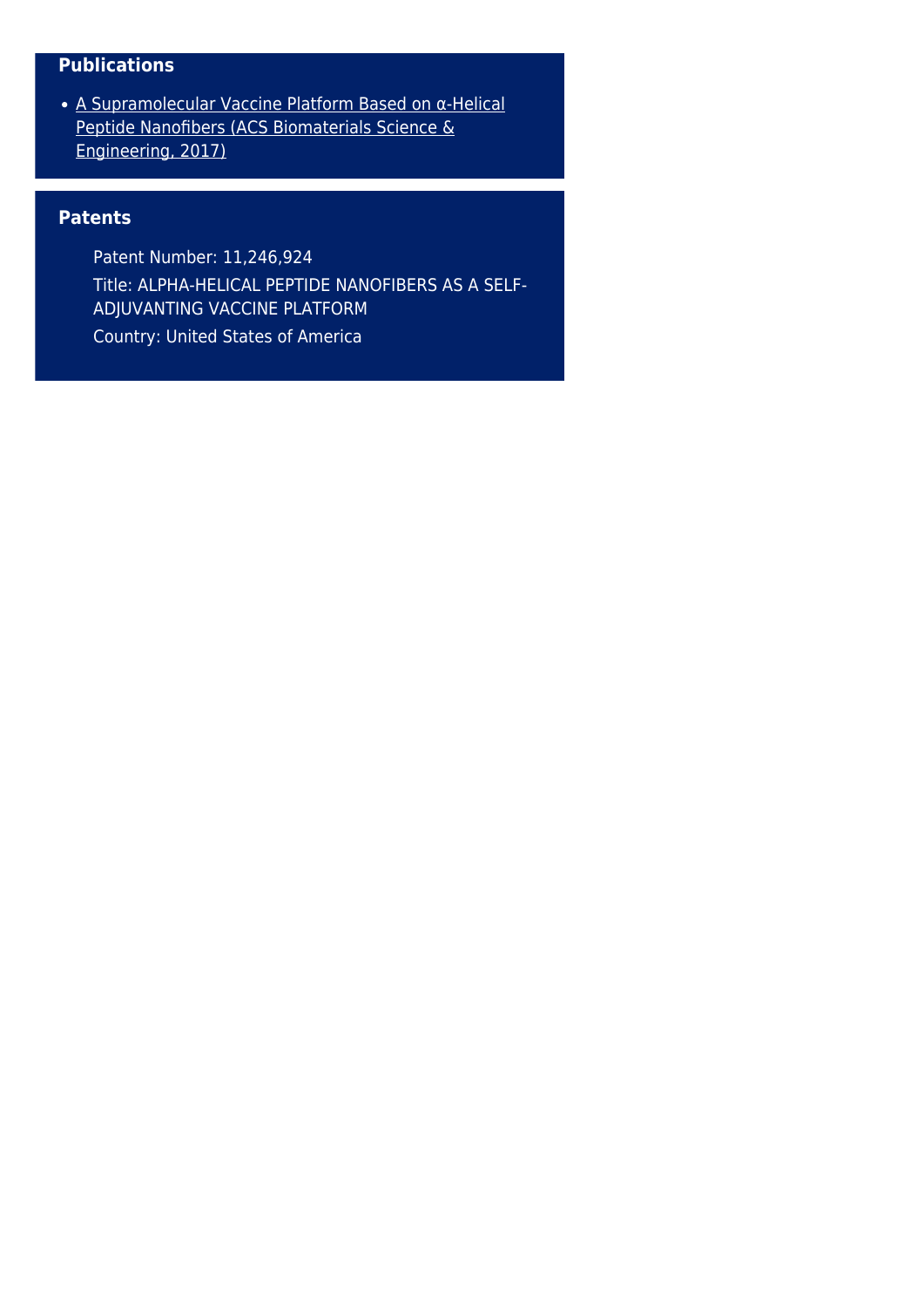## Publications

- A Supramolecular Vaccine Platform Based on α-Helical Peptide Nanofibers (ACS Biomaterials Science & Engineering, 2017)

## Patents

Patent Number: 11,246,924

Title: ALPHA-HELICAL PEPTIDE NANOFIBERS AS A SELF-ADJUVANTING VACCINE PLATFORM

Country: United States of America